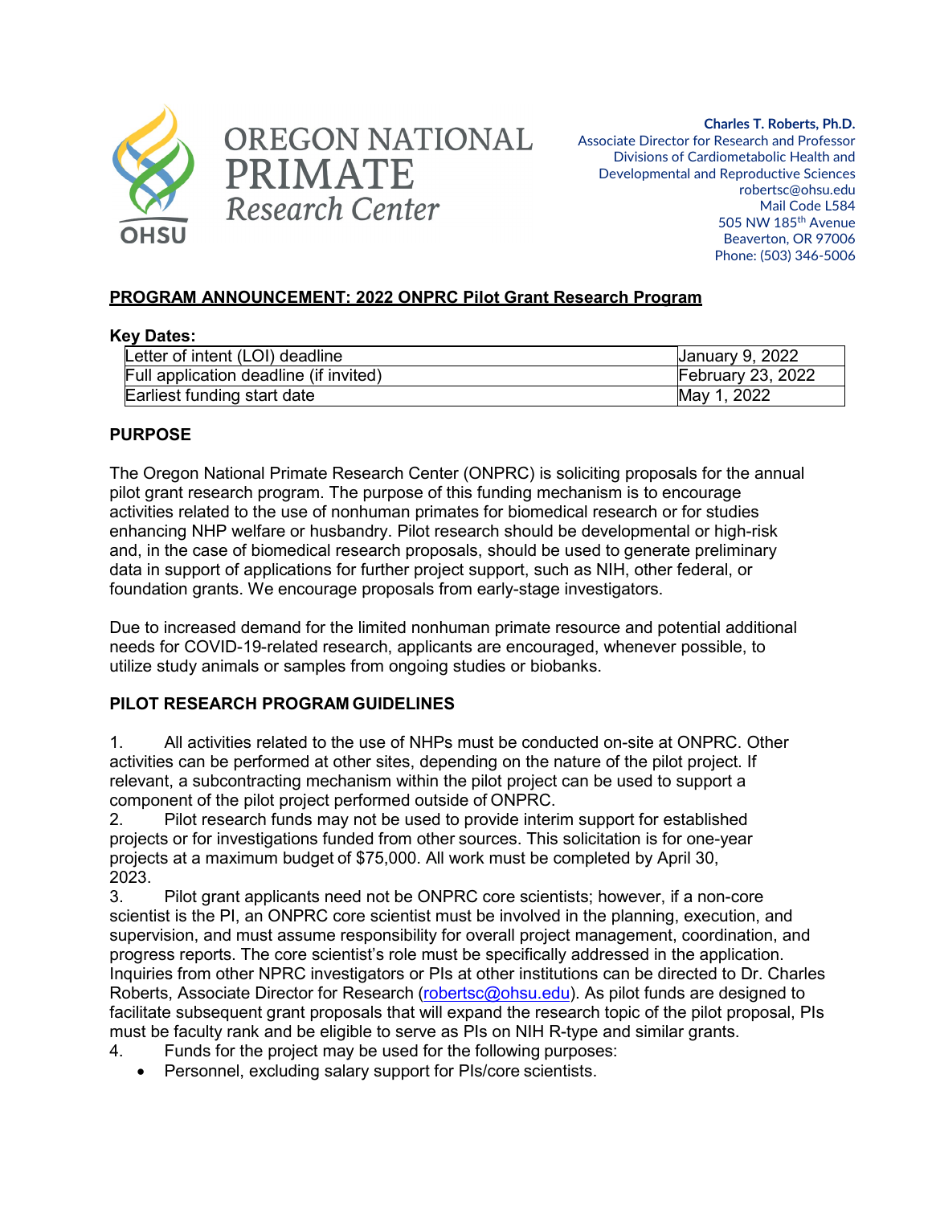OREGON NATIONAL PRIMATE *Research Center*

OHSU

**Charles T. Roberts, Ph.D.**
Associate Director for Research and Professor
Divisions of Cardiometabolic Health and
Developmental and Reproductive Sciences
robertsc@ohsu.edu
Mail Code L584
505 NW 185th Avenue
Beaverton, OR 97006
Phone: (503) 346-5006

## PROGRAM ANNOUNCEMENT: 2022 ONPRC Pilot Grant Research Program

**Key Dates:**

| | |
|---|---|
| Letter of intent (LOI) deadline | January 9, 2022 |
| Full application deadline (if invited) | February 23, 2022 |
| Earliest funding start date | May 1, 2022 |

### PURPOSE

The Oregon National Primate Research Center (ONPRC) is soliciting proposals for the annual pilot grant research program. The purpose of this funding mechanism is to encourage activities related to the use of nonhuman primates for biomedical research or for studies enhancing NHP welfare or husbandry. Pilot research should be developmental or high-risk and, in the case of biomedical research proposals, should be used to generate preliminary data in support of applications for further project support, such as NIH, other federal, or foundation grants. We encourage proposals from early-stage investigators.

Due to increased demand for the limited nonhuman primate resource and potential additional needs for COVID-19-related research, applicants are encouraged, whenever possible, to utilize study animals or samples from ongoing studies or biobanks.

### PILOT RESEARCH PROGRAM GUIDELINES

1. All activities related to the use of NHPs must be conducted on-site at ONPRC. Other activities can be performed at other sites, depending on the nature of the pilot project. If relevant, a subcontracting mechanism within the pilot project can be used to support a component of the pilot project performed outside of ONPRC.
2. Pilot research funds may not be used to provide interim support for established projects or for investigations funded from other sources. This solicitation is for one-year projects at a maximum budget of $75,000. All work must be completed by April 30, 2023.
3. Pilot grant applicants need not be ONPRC core scientists; however, if a non-core scientist is the PI, an ONPRC core scientist must be involved in the planning, execution, and supervision, and must assume responsibility for overall project management, coordination, and progress reports. The core scientist's role must be specifically addressed in the application. Inquiries from other NPRC investigators or PIs at other institutions can be directed to Dr. Charles Roberts, Associate Director for Research (robertsc@ohsu.edu). As pilot funds are designed to facilitate subsequent grant proposals that will expand the research topic of the pilot proposal, PIs must be faculty rank and be eligible to serve as PIs on NIH R-type and similar grants.
4. Funds for the project may be used for the following purposes:
   - Personnel, excluding salary support for PIs/core scientists.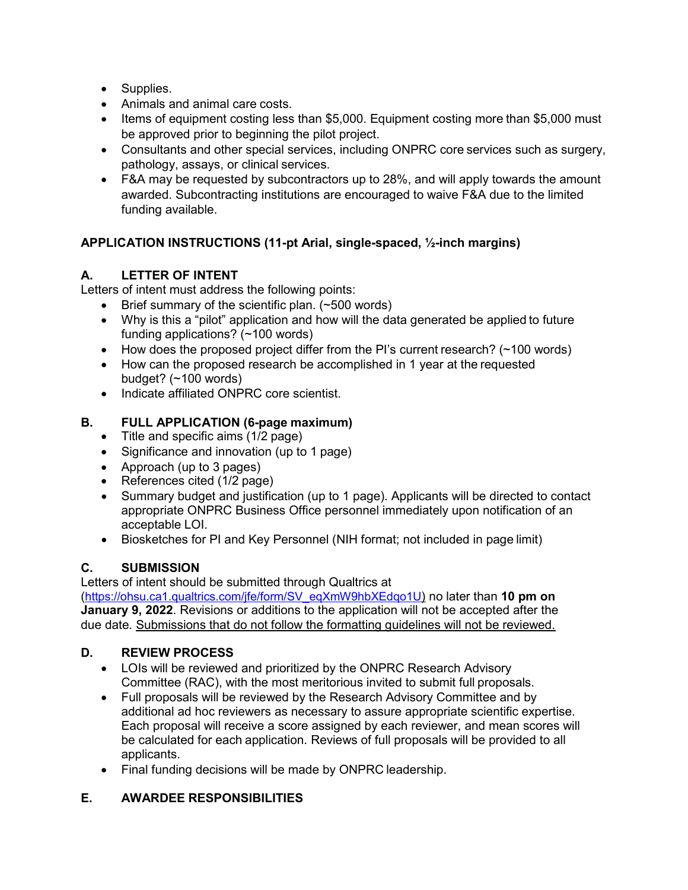- Supplies.
- Animals and animal care costs.
- Items of equipment costing less than $5,000. Equipment costing more than $5,000 must be approved prior to beginning the pilot project.
- Consultants and other special services, including ONPRC core services such as surgery, pathology, assays, or clinical services.
- F&A may be requested by subcontractors up to 28%, and will apply towards the amount awarded. Subcontracting institutions are encouraged to waive F&A due to the limited funding available.

**APPLICATION INSTRUCTIONS (11-pt Arial, single-spaced, ½-inch margins)**

**A. LETTER OF INTENT**

Letters of intent must address the following points:

- Brief summary of the scientific plan. (~500 words)
- Why is this a "pilot" application and how will the data generated be applied to future funding applications? (~100 words)
- How does the proposed project differ from the PI's current research? (~100 words)
- How can the proposed research be accomplished in 1 year at the requested budget? (~100 words)
- Indicate affiliated ONPRC core scientist.

**B. FULL APPLICATION (6-page maximum)**

- Title and specific aims (1/2 page)
- Significance and innovation (up to 1 page)
- Approach (up to 3 pages)
- References cited (1/2 page)
- Summary budget and justification (up to 1 page). Applicants will be directed to contact appropriate ONPRC Business Office personnel immediately upon notification of an acceptable LOI.
- Biosketches for PI and Key Personnel (NIH format; not included in page limit)

**C. SUBMISSION**

Letters of intent should be submitted through Qualtrics at (https://ohsu.ca1.qualtrics.com/jfe/form/SV_eqXmW9hbXEdqo1U) no later than **10 pm on January 9, 2022**. Revisions or additions to the application will not be accepted after the due date. Submissions that do not follow the formatting guidelines will not be reviewed.

**D. REVIEW PROCESS**

- LOIs will be reviewed and prioritized by the ONPRC Research Advisory Committee (RAC), with the most meritorious invited to submit full proposals.
- Full proposals will be reviewed by the Research Advisory Committee and by additional ad hoc reviewers as necessary to assure appropriate scientific expertise. Each proposal will receive a score assigned by each reviewer, and mean scores will be calculated for each application. Reviews of full proposals will be provided to all applicants.
- Final funding decisions will be made by ONPRC leadership.

**E. AWARDEE RESPONSIBILITIES**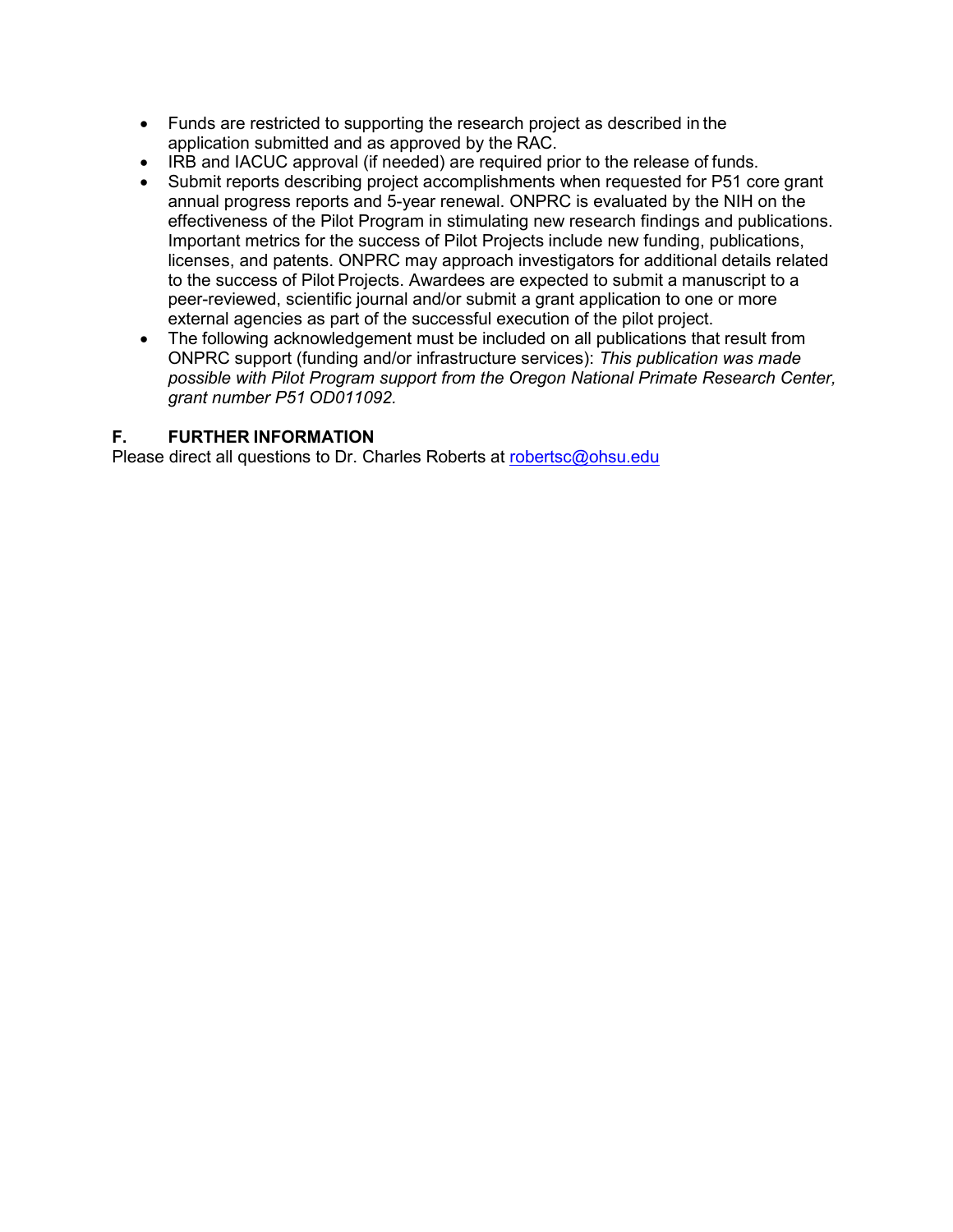- Funds are restricted to supporting the research project as described in the application submitted and as approved by the RAC.
- IRB and IACUC approval (if needed) are required prior to the release of funds.
- Submit reports describing project accomplishments when requested for P51 core grant annual progress reports and 5-year renewal. ONPRC is evaluated by the NIH on the effectiveness of the Pilot Program in stimulating new research findings and publications. Important metrics for the success of Pilot Projects include new funding, publications, licenses, and patents. ONPRC may approach investigators for additional details related to the success of Pilot Projects. Awardees are expected to submit a manuscript to a peer-reviewed, scientific journal and/or submit a grant application to one or more external agencies as part of the successful execution of the pilot project.
- The following acknowledgement must be included on all publications that result from ONPRC support (funding and/or infrastructure services): *This publication was made possible with Pilot Program support from the Oregon National Primate Research Center, grant number P51 OD011092.*

## F. FURTHER INFORMATION

Please direct all questions to Dr. Charles Roberts at robertsc@ohsu.edu